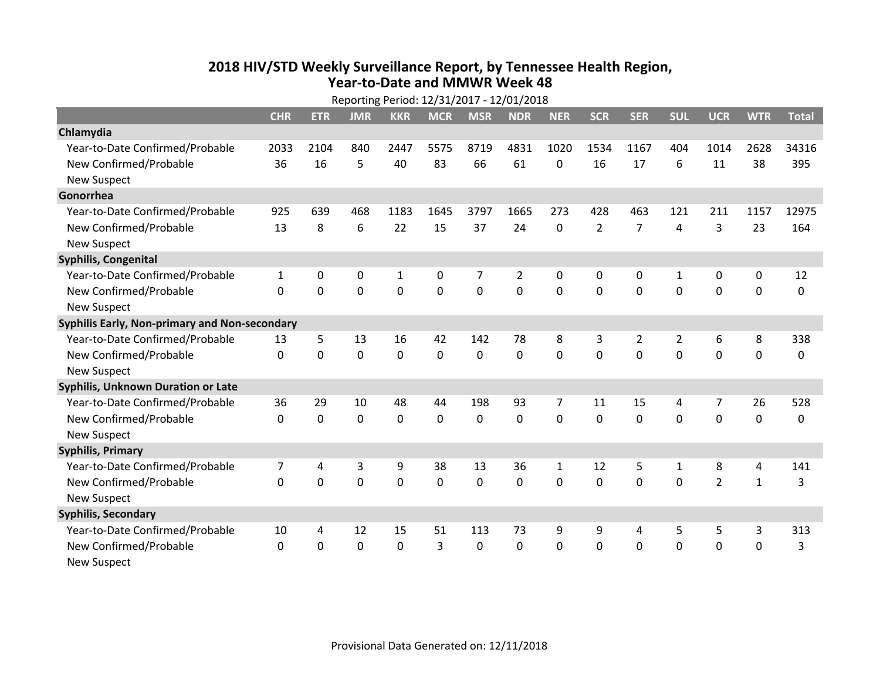# 2018 HIV/STD Weekly Surveillance Report, by Tennessee Health Region, Year-to-Date and MMWR Week 48

Reporting Period: 12/31/2017 - 12/01/2018

| | CHR | ETR | JMR | KKR | MCR | MSR | NDR | NER | SCR | SER | SUL | UCR | WTR | Total |
|---|---|---|---|---|---|---|---|---|---|---|---|---|---|---|
| **Chlamydia** | | | | | | | | | | | | | | |
| Year-to-Date Confirmed/Probable | 2033 | 2104 | 840 | 2447 | 5575 | 8719 | 4831 | 1020 | 1534 | 1167 | 404 | 1014 | 2628 | 34316 |
| New Confirmed/Probable | 36 | 16 | 5 | 40 | 83 | 66 | 61 | 0 | 16 | 17 | 6 | 11 | 38 | 395 |
| New Suspect | | | | | | | | | | | | | | |
| **Gonorrhea** | | | | | | | | | | | | | | |
| Year-to-Date Confirmed/Probable | 925 | 639 | 468 | 1183 | 1645 | 3797 | 1665 | 273 | 428 | 463 | 121 | 211 | 1157 | 12975 |
| New Confirmed/Probable | 13 | 8 | 6 | 22 | 15 | 37 | 24 | 0 | 2 | 7 | 4 | 3 | 23 | 164 |
| New Suspect | | | | | | | | | | | | | | |
| **Syphilis, Congenital** | | | | | | | | | | | | | | |
| Year-to-Date Confirmed/Probable | 1 | 0 | 0 | 1 | 0 | 7 | 2 | 0 | 0 | 0 | 1 | 0 | 0 | 12 |
| New Confirmed/Probable | 0 | 0 | 0 | 0 | 0 | 0 | 0 | 0 | 0 | 0 | 0 | 0 | 0 | 0 |
| New Suspect | | | | | | | | | | | | | | |
| **Syphilis Early, Non-primary and Non-secondary** | | | | | | | | | | | | | | |
| Year-to-Date Confirmed/Probable | 13 | 5 | 13 | 16 | 42 | 142 | 78 | 8 | 3 | 2 | 2 | 6 | 8 | 338 |
| New Confirmed/Probable | 0 | 0 | 0 | 0 | 0 | 0 | 0 | 0 | 0 | 0 | 0 | 0 | 0 | 0 |
| New Suspect | | | | | | | | | | | | | | |
| **Syphilis, Unknown Duration or Late** | | | | | | | | | | | | | | |
| Year-to-Date Confirmed/Probable | 36 | 29 | 10 | 48 | 44 | 198 | 93 | 7 | 11 | 15 | 4 | 7 | 26 | 528 |
| New Confirmed/Probable | 0 | 0 | 0 | 0 | 0 | 0 | 0 | 0 | 0 | 0 | 0 | 0 | 0 | 0 |
| New Suspect | | | | | | | | | | | | | | |
| **Syphilis, Primary** | | | | | | | | | | | | | | |
| Year-to-Date Confirmed/Probable | 7 | 4 | 3 | 9 | 38 | 13 | 36 | 1 | 12 | 5 | 1 | 8 | 4 | 141 |
| New Confirmed/Probable | 0 | 0 | 0 | 0 | 0 | 0 | 0 | 0 | 0 | 0 | 0 | 2 | 1 | 3 |
| New Suspect | | | | | | | | | | | | | | |
| **Syphilis, Secondary** | | | | | | | | | | | | | | |
| Year-to-Date Confirmed/Probable | 10 | 4 | 12 | 15 | 51 | 113 | 73 | 9 | 9 | 4 | 5 | 5 | 3 | 313 |
| New Confirmed/Probable | 0 | 0 | 0 | 0 | 3 | 0 | 0 | 0 | 0 | 0 | 0 | 0 | 0 | 3 |
| New Suspect | | | | | | | | | | | | | | |

Provisional Data Generated on: 12/11/2018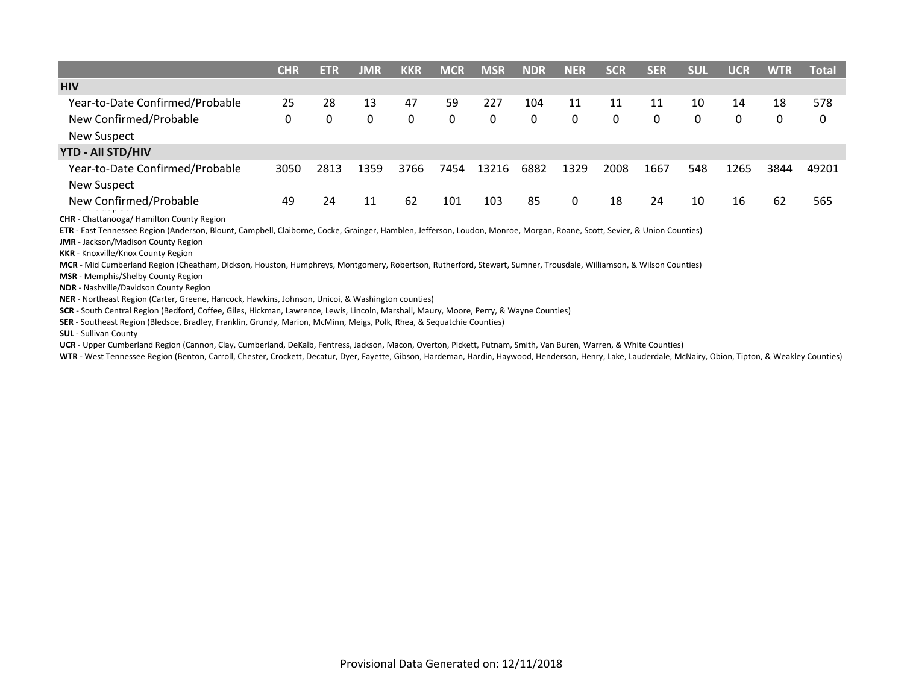| | CHR | ETR | JMR | KKR | MCR | MSR | NDR | NER | SCR | SER | SUL | UCR | WTR | Total |
|---|---|---|---|---|---|---|---|---|---|---|---|---|---|---|
| **HIV** | | | | | | | | | | | | | | |
| Year-to-Date Confirmed/Probable | 25 | 28 | 13 | 47 | 59 | 227 | 104 | 11 | 11 | 11 | 10 | 14 | 18 | 578 |
| New Confirmed/Probable | 0 | 0 | 0 | 0 | 0 | 0 | 0 | 0 | 0 | 0 | 0 | 0 | 0 | 0 |
| New Suspect | | | | | | | | | | | | | | |
| **YTD - All STD/HIV** | | | | | | | | | | | | | | |
| Year-to-Date Confirmed/Probable | 3050 | 2813 | 1359 | 3766 | 7454 | 13216 | 6882 | 1329 | 2008 | 1667 | 548 | 1265 | 3844 | 49201 |
| New Suspect | | | | | | | | | | | | | | |
| New Confirmed/Probable | 49 | 24 | 11 | 62 | 101 | 103 | 85 | 0 | 18 | 24 | 10 | 16 | 62 | 565 |

**CHR** - Chattanooga/ Hamilton County Region

**ETR** - East Tennessee Region (Anderson, Blount, Campbell, Claiborne, Cocke, Grainger, Hamblen, Jefferson, Loudon, Monroe, Morgan, Roane, Scott, Sevier, & Union Counties)

**JMR** - Jackson/Madison County Region

**KKR** - Knoxville/Knox County Region

**MCR** - Mid Cumberland Region (Cheatham, Dickson, Houston, Humphreys, Montgomery, Robertson, Rutherford, Stewart, Sumner, Trousdale, Williamson, & Wilson Counties)

**MSR** - Memphis/Shelby County Region

**NDR** - Nashville/Davidson County Region

**NER** - Northeast Region (Carter, Greene, Hancock, Hawkins, Johnson, Unicoi, & Washington counties)

**SCR** - South Central Region (Bedford, Coffee, Giles, Hickman, Lawrence, Lewis, Lincoln, Marshall, Maury, Moore, Perry, & Wayne Counties)

**SER** - Southeast Region (Bledsoe, Bradley, Franklin, Grundy, Marion, McMinn, Meigs, Polk, Rhea, & Sequatchie Counties)

**SUL** - Sullivan County

**UCR** - Upper Cumberland Region (Cannon, Clay, Cumberland, DeKalb, Fentress, Jackson, Macon, Overton, Pickett, Putnam, Smith, Van Buren, Warren, & White Counties)

**WTR** - West Tennessee Region (Benton, Carroll, Chester, Crockett, Decatur, Dyer, Fayette, Gibson, Hardeman, Hardin, Haywood, Henderson, Henry, Lake, Lauderdale, McNairy, Obion, Tipton, & Weakley Counties)

Provisional Data Generated on: 12/11/2018